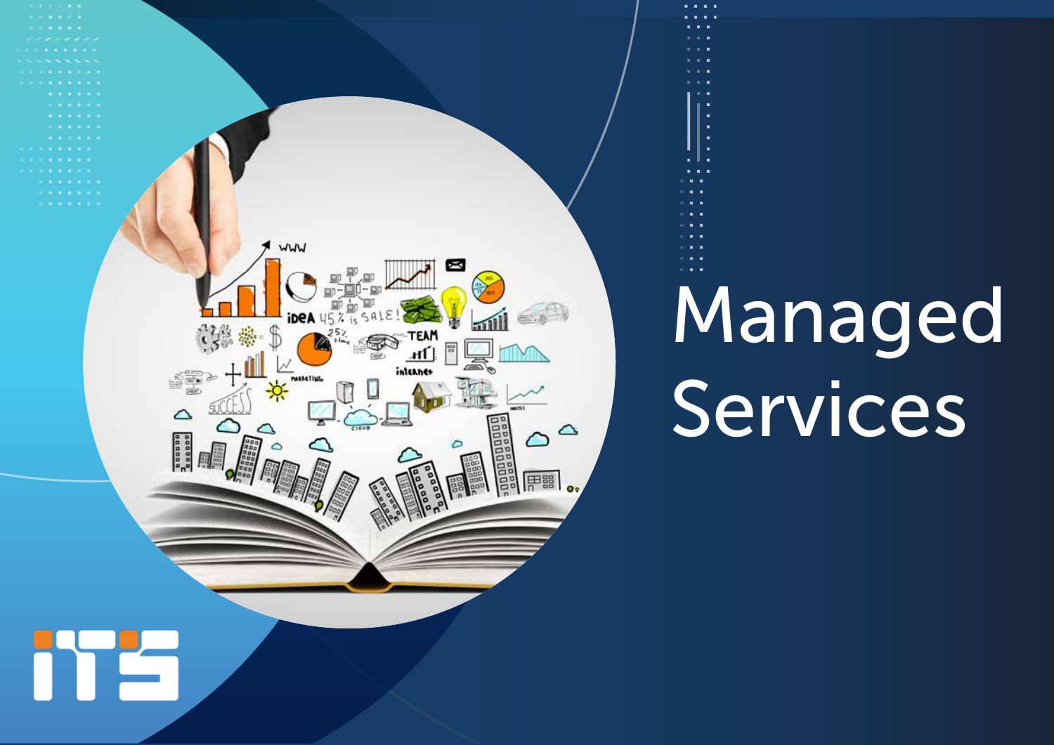# Managed Services

ITS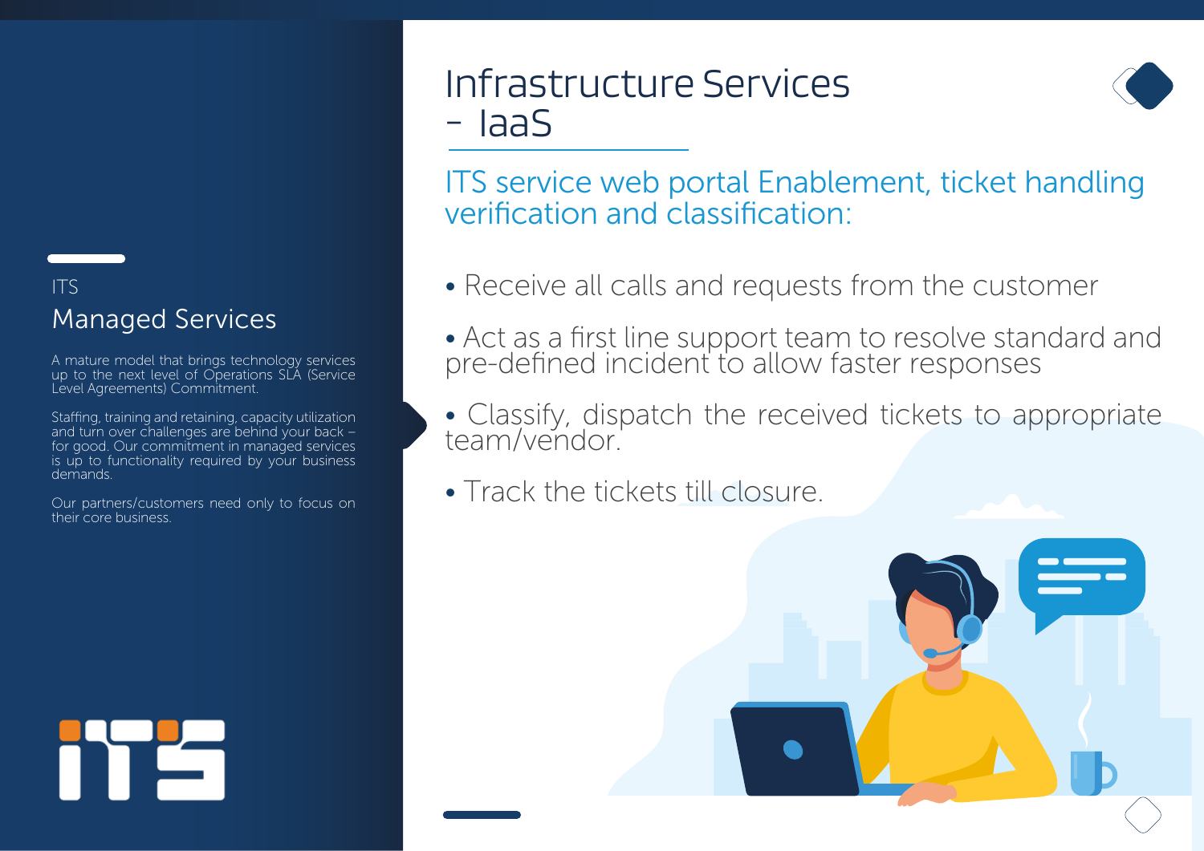ITS

## Managed Services

A mature model that brings technology services up to the next level of Operations SLA (Service Level Agreements) Commitment.

Staffing, training and retaining, capacity utilization and turn over challenges are behind your back – for good. Our commitment in managed services is up to functionality required by your business demands.

Our partners/customers need only to focus on their core business.

# Infrastructure Services - IaaS

### ITS service web portal Enablement, ticket handling verification and classification:

- Receive all calls and requests from the customer
- Act as a first line support team to resolve standard and pre-defined incident to allow faster responses
- Classify, dispatch the received tickets to appropriate team/vendor.
- Track the tickets till closure.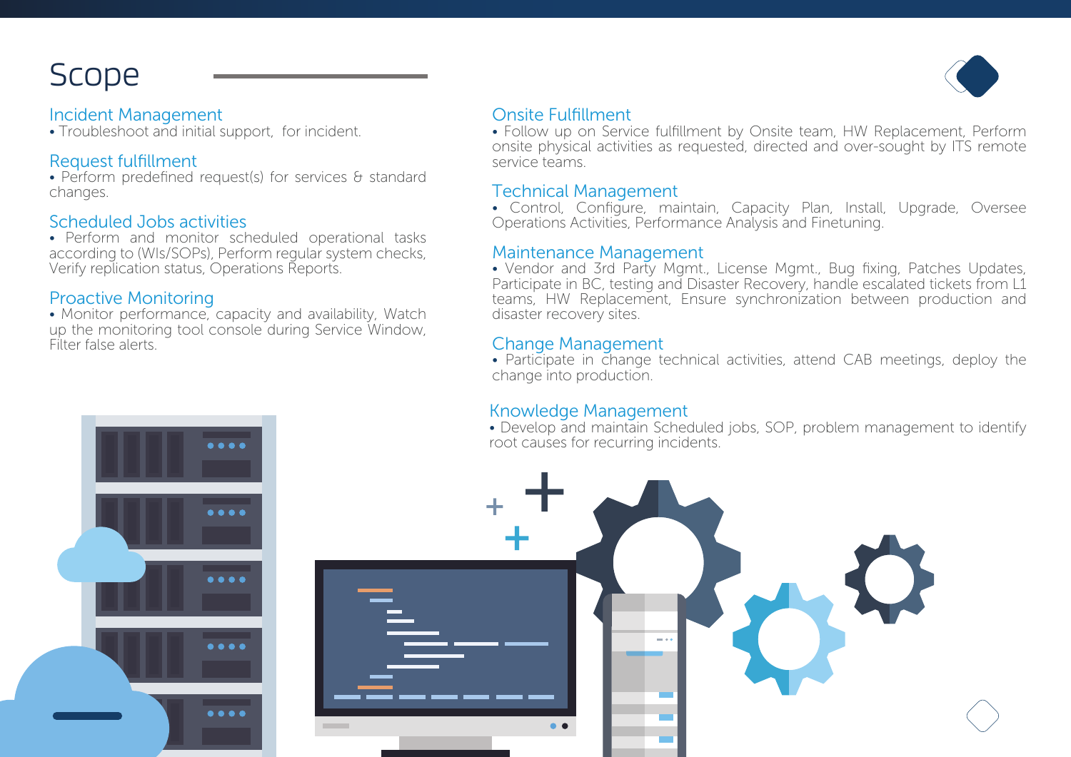# Scope

## Incident Management

- Troubleshoot and initial support, for incident.

## Request fulfillment

- Perform predefined request(s) for services & standard changes.

## Scheduled Jobs activities

- Perform and monitor scheduled operational tasks according to (WIs/SOPs), Perform regular system checks, Verify replication status, Operations Reports.

## Proactive Monitoring

- Monitor performance, capacity and availability, Watch up the monitoring tool console during Service Window, Filter false alerts.

## Onsite Fulfillment

- Follow up on Service fulfillment by Onsite team, HW Replacement, Perform onsite physical activities as requested, directed and over-sought by ITS remote service teams.

## Technical Management

- Control, Configure, maintain, Capacity Plan, Install, Upgrade, Oversee Operations Activities, Performance Analysis and Finetuning.

## Maintenance Management

- Vendor and 3rd Party Mgmt., License Mgmt., Bug fixing, Patches Updates, Participate in BC, testing and Disaster Recovery, handle escalated tickets from L1 teams, HW Replacement, Ensure synchronization between production and disaster recovery sites.

## Change Management

- Participate in change technical activities, attend CAB meetings, deploy the change into production.

## Knowledge Management

- Develop and maintain Scheduled jobs, SOP, problem management to identify root causes for recurring incidents.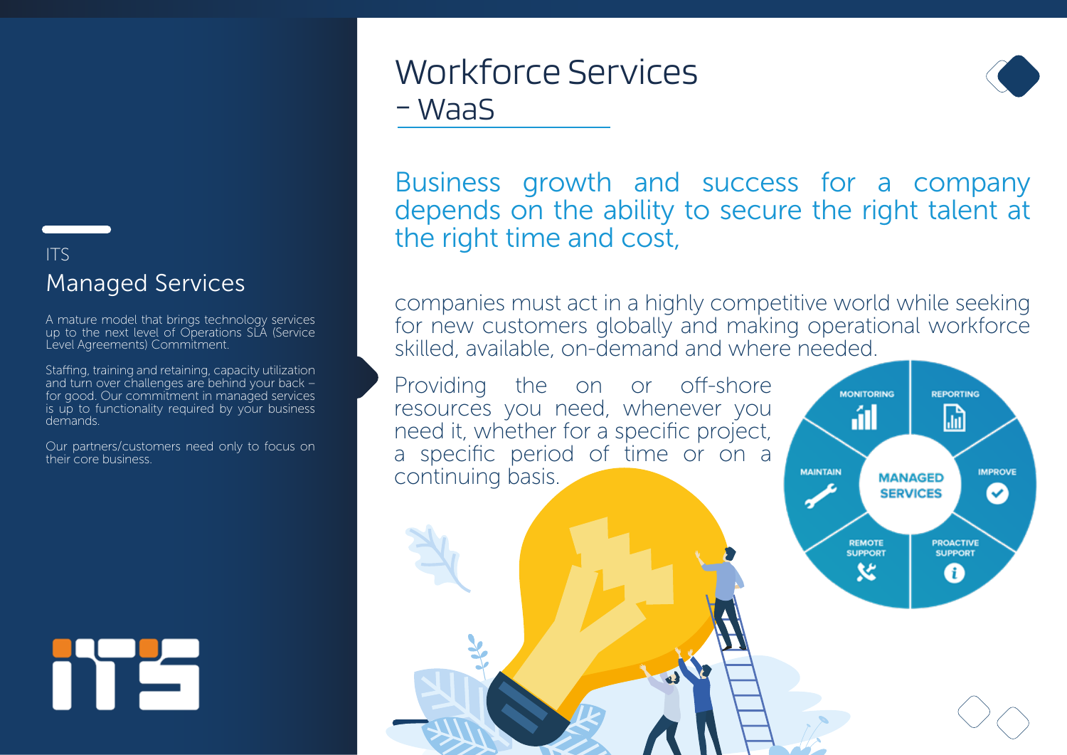ITS

## Managed Services

A mature model that brings technology services up to the next level of Operations SLA (Service Level Agreements) Commitment.

Staffing, training and retaining, capacity utilization and turn over challenges are behind your back – for good. Our commitment in managed services is up to functionality required by your business demands.

Our partners/customers need only to focus on their core business.

# Workforce Services - WaaS

Business growth and success for a company depends on the ability to secure the right talent at the right time and cost,

companies must act in a highly competitive world while seeking for new customers globally and making operational workforce skilled, available, on-demand and where needed.

Providing the on or off-shore resources you need, whenever you need it, whether for a specific project, a specific period of time or on a continuing basis.

MANAGED SERVICES

- MONITORING
- REPORTING
- IMPROVE
- PROACTIVE SUPPORT
- REMOTE SUPPORT
- MAINTAIN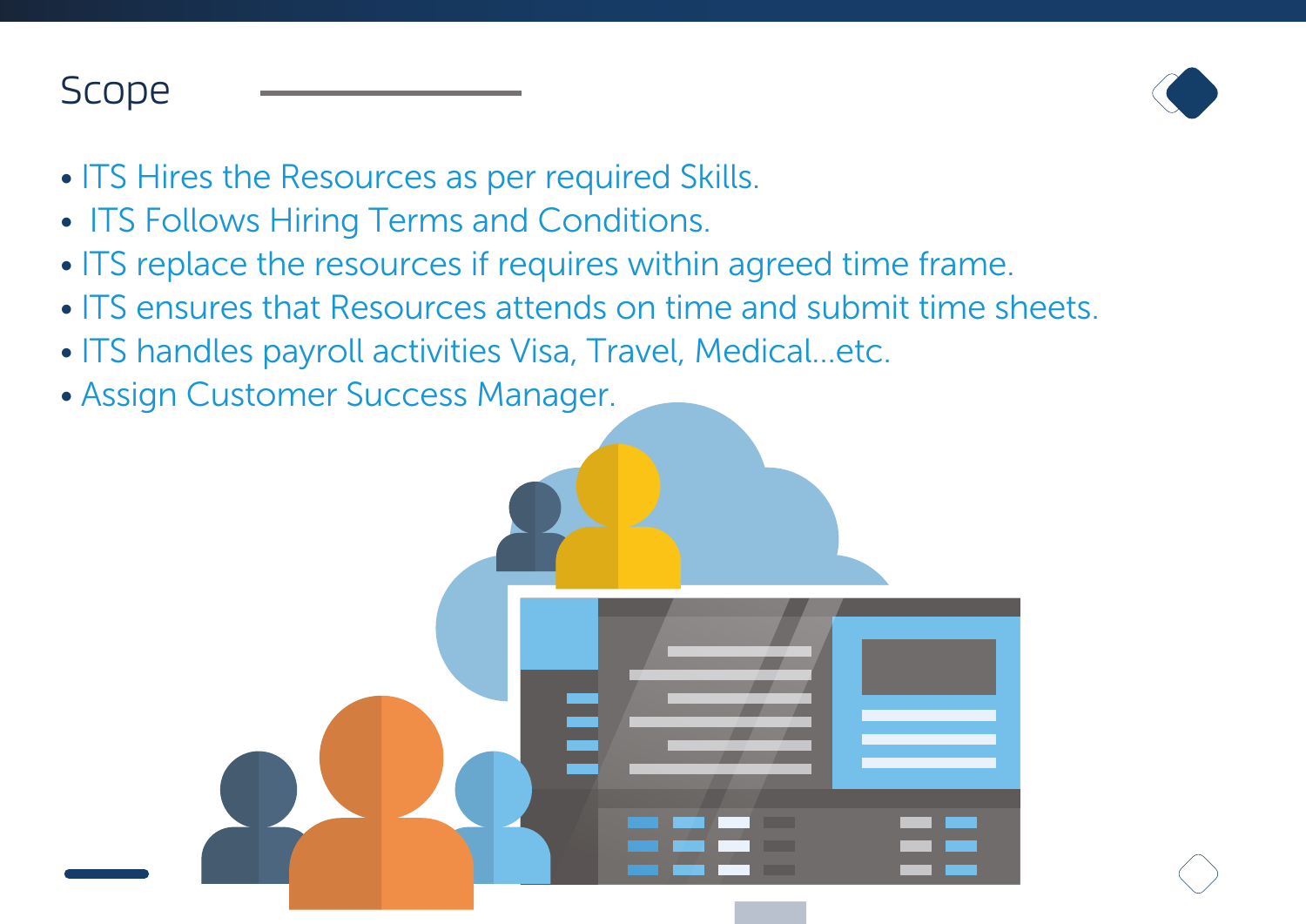# Scope

- ITS Hires the Resources as per required Skills.
- ITS Follows Hiring Terms and Conditions.
- ITS replace the resources if requires within agreed time frame.
- ITS ensures that Resources attends on time and submit time sheets.
- ITS handles payroll activities Visa, Travel, Medical...etc.
- Assign Customer Success Manager.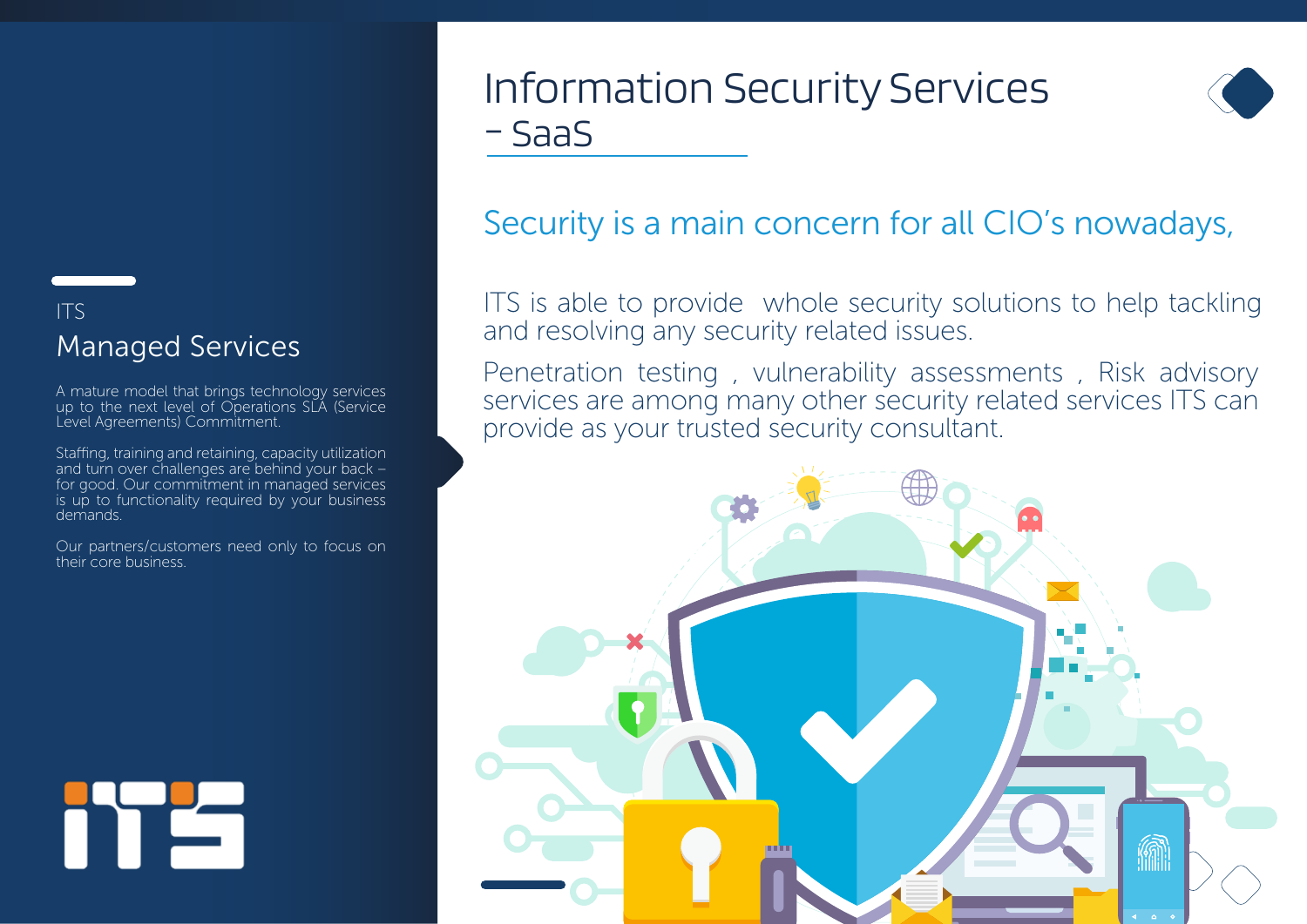ITS

## Managed Services

A mature model that brings technology services up to the next level of Operations SLA (Service Level Agreements) Commitment.

Staffing, training and retaining, capacity utilization and turn over challenges are behind your back – for good. Our commitment in managed services is up to functionality required by your business demands.

Our partners/customers need only to focus on their core business.

# Information Security Services - SaaS

## Security is a main concern for all CIO's nowadays,

ITS is able to provide whole security solutions to help tackling and resolving any security related issues.

Penetration testing , vulnerability assessments , Risk advisory services are among many other security related services ITS can provide as your trusted security consultant.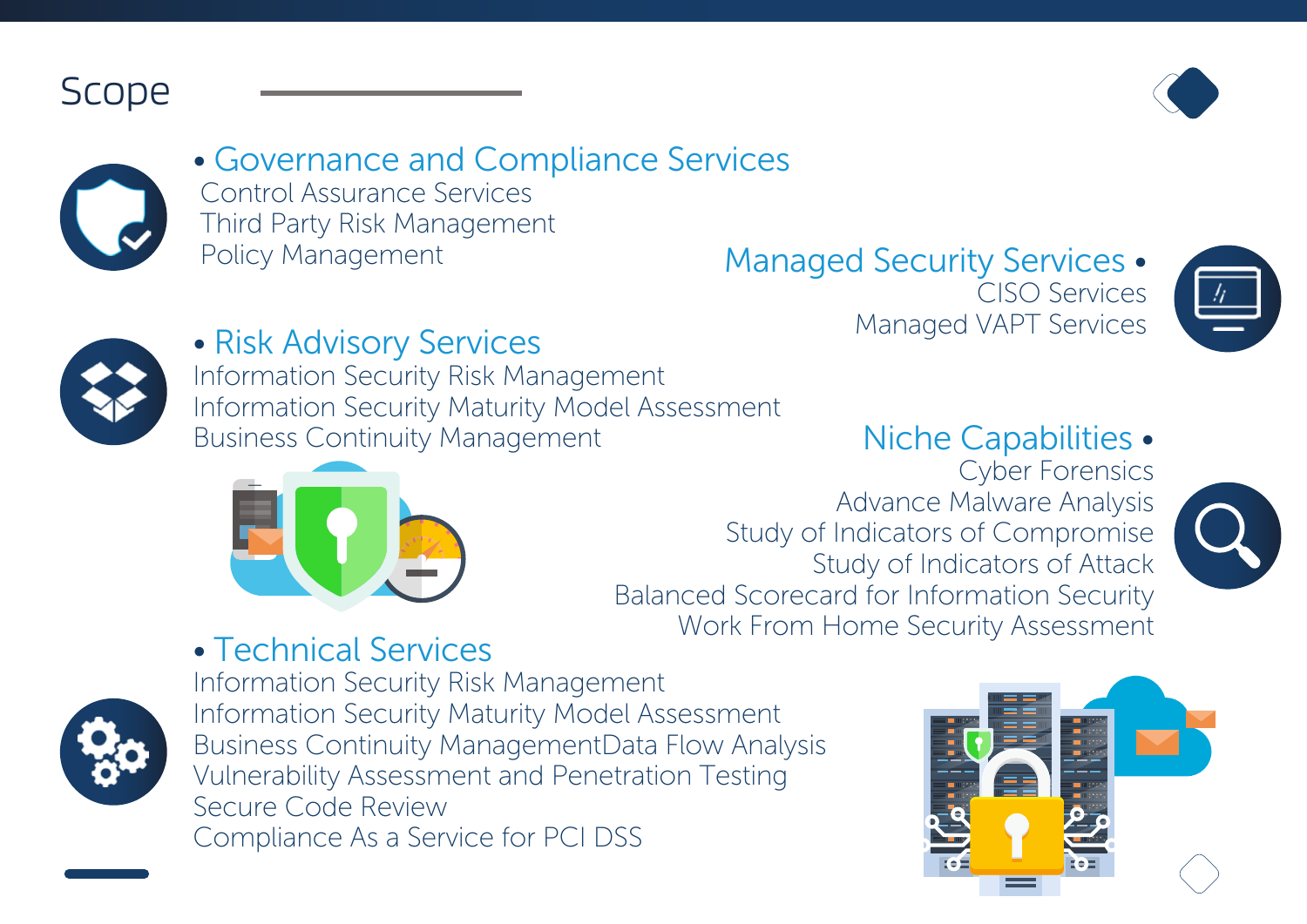# Scope

- **Governance and Compliance Services**
  - Control Assurance Services
  - Third Party Risk Management
  - Policy Management

- **Managed Security Services**
  - CISO Services
  - Managed VAPT Services

- **Risk Advisory Services**
  - Information Security Risk Management
  - Information Security Maturity Model Assessment
  - Business Continuity Management

- **Niche Capabilities**
  - Cyber Forensics
  - Advance Malware Analysis
  - Study of Indicators of Compromise
  - Study of Indicators of Attack
  - Balanced Scorecard for Information Security
  - Work From Home Security Assessment

- **Technical Services**
  - Information Security Risk Management
  - Information Security Maturity Model Assessment
  - Business Continuity ManagementData Flow Analysis
  - Vulnerability Assessment and Penetration Testing
  - Secure Code Review
  - Compliance As a Service for PCI DSS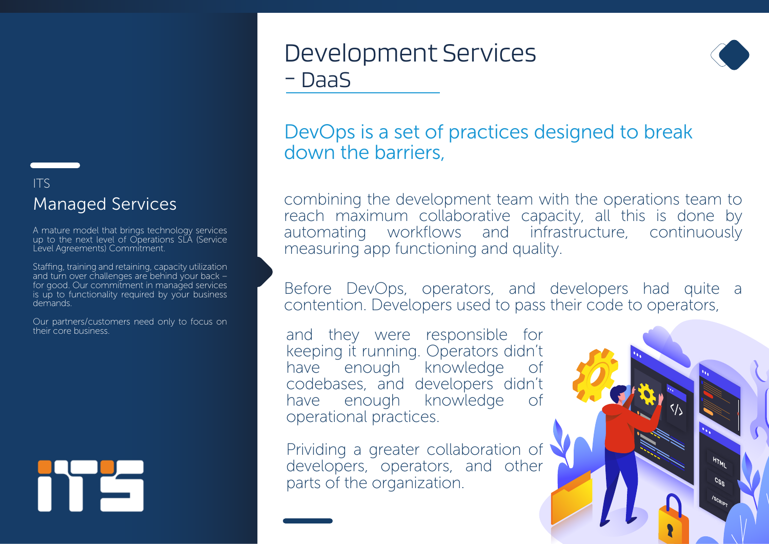ITS

## Managed Services

A mature model that brings technology services up to the next level of Operations SLA (Service Level Agreements) Commitment.

Staffing, training and retaining, capacity utilization and turn over challenges are behind your back – for good. Our commitment in managed services is up to functionality required by your business demands.

Our partners/customers need only to focus on their core business.

# Development Services - DaaS

## DevOps is a set of practices designed to break down the barriers,

combining the development team with the operations team to reach maximum collaborative capacity, all this is done by automating workflows and infrastructure, continuously measuring app functioning and quality.

Before DevOps, operators, and developers had quite a contention. Developers used to pass their code to operators,

and they were responsible for keeping it running. Operators didn't have enough knowledge of codebases, and developers didn't have enough knowledge of operational practices.

Prividing a greater collaboration of developers, operators, and other parts of the organization.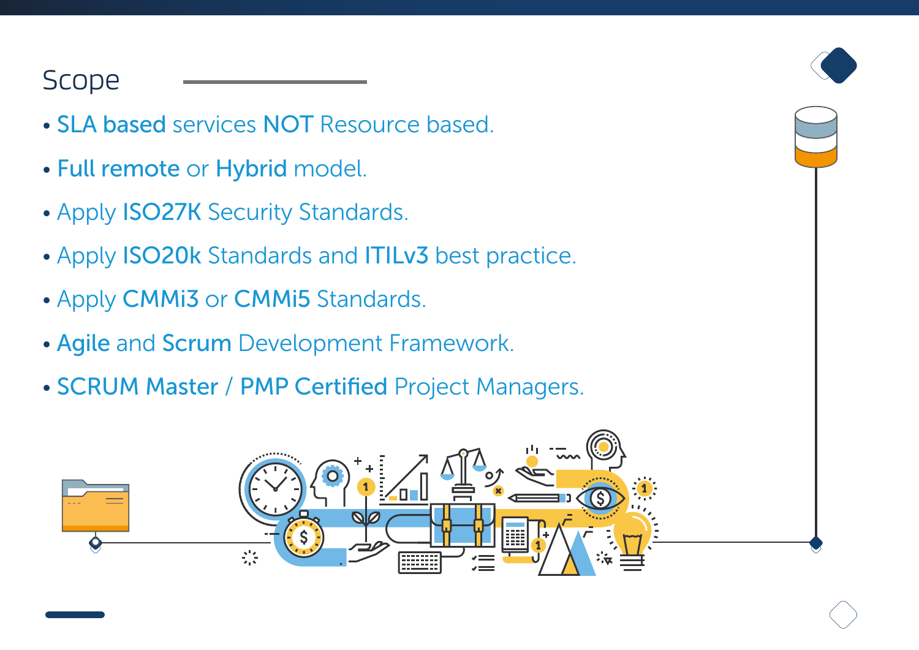# Scope

- **SLA based** services **NOT** Resource based.
- **Full remote** or **Hybrid** model.
- Apply **ISO27K** Security Standards.
- Apply **ISO20k** Standards and **ITILv3** best practice.
- Apply **CMMi3** or **CMMi5** Standards.
- **Agile** and **Scrum** Development Framework.
- **SCRUM Master** / **PMP Certified** Project Managers.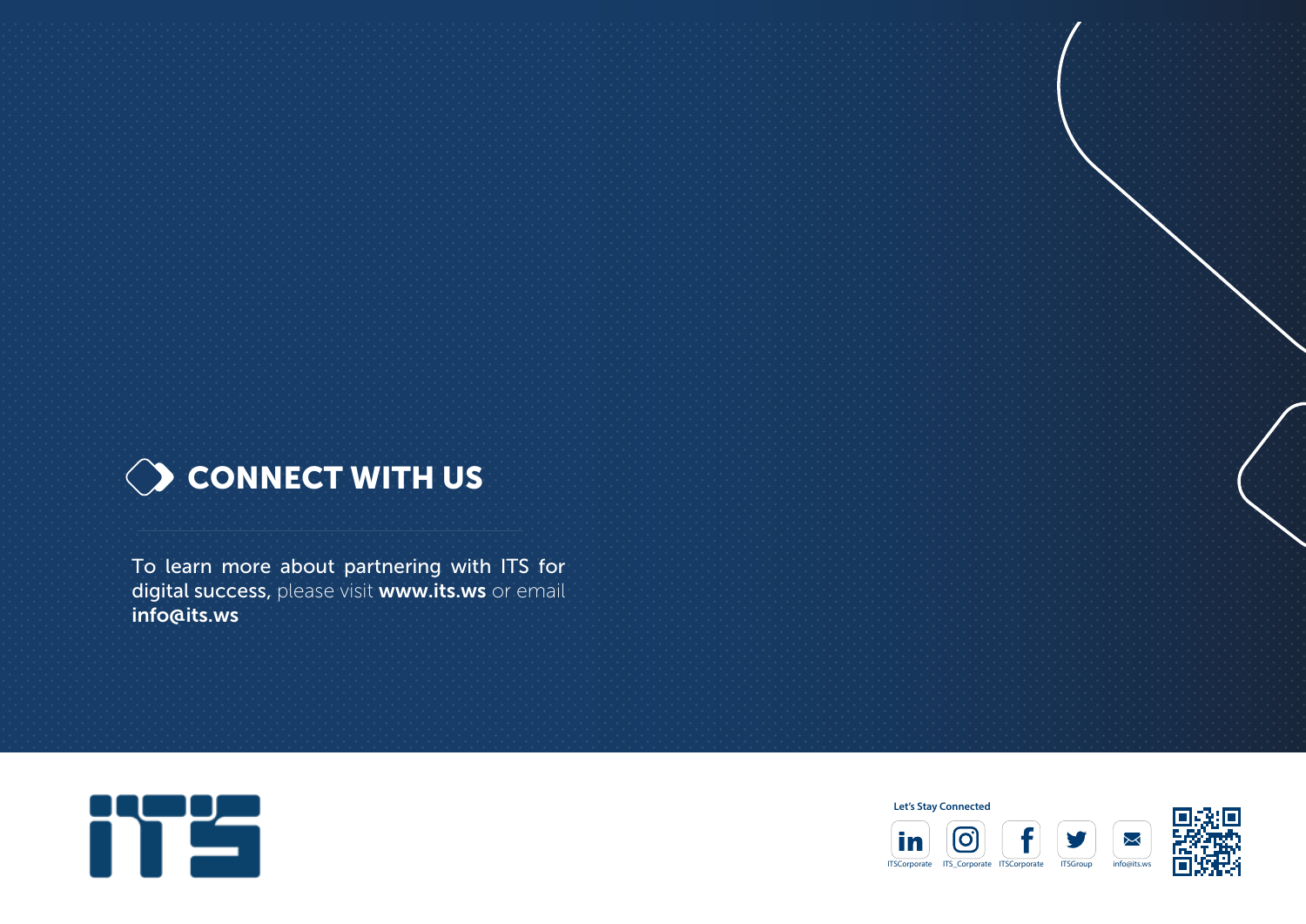## CONNECT WITH US

To learn more about partnering with ITS for digital success, please visit **www.its.ws** or email **info@its.ws**

**Let's Stay Connected**

ITSCorporate ITS_Corporate ITSCorporate ITSGroup info@its.ws